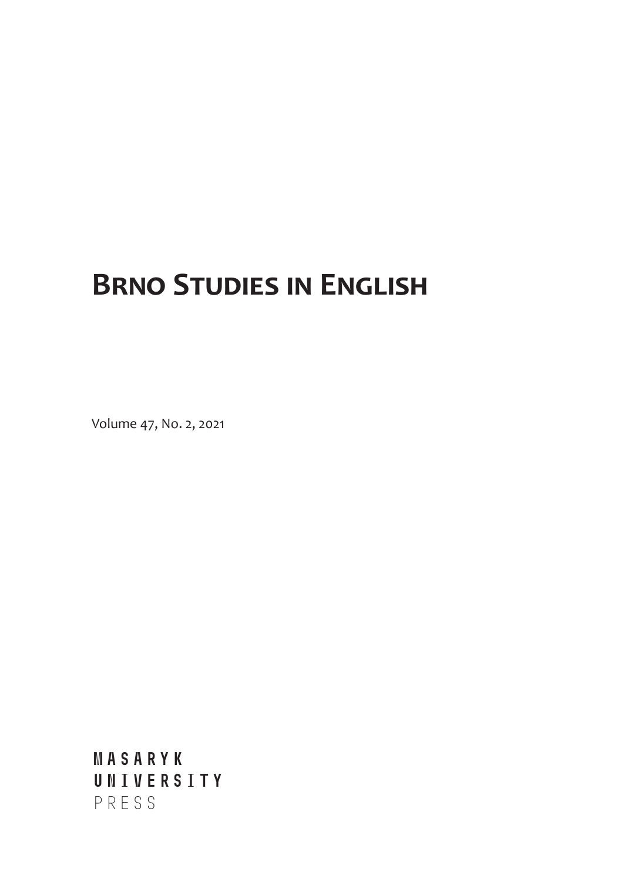# Brno Studies in English

Volume 47, No. 2, 2021

MASARYK UNIVERSITY PRESS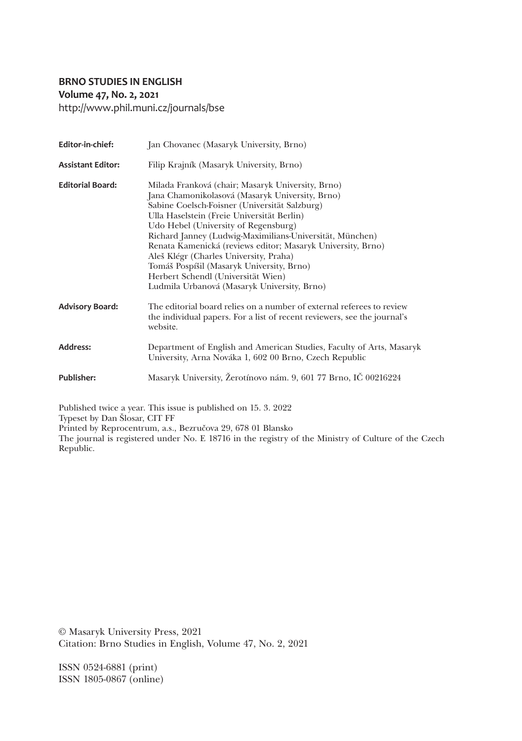**BRNO STUDIES IN ENGLISH**
**Volume 47, No. 2, 2021**
http://www.phil.muni.cz/journals/bse

| | |
|---|---|
| **Editor-in-chief:** | Jan Chovanec (Masaryk University, Brno) |
| **Assistant Editor:** | Filip Krajník (Masaryk University, Brno) |
| **Editorial Board:** | Milada Franková (chair; Masaryk University, Brno)<br>Jana Chamonikolasová (Masaryk University, Brno)<br>Sabine Coelsch-Foisner (Universität Salzburg)<br>Ulla Haselstein (Freie Universität Berlin)<br>Udo Hebel (University of Regensburg)<br>Richard Janney (Ludwig-Maximilians-Universität, München)<br>Renata Kamenická (reviews editor; Masaryk University, Brno)<br>Aleš Klégr (Charles University, Praha)<br>Tomáš Pospíšil (Masaryk University, Brno)<br>Herbert Schendl (Universität Wien)<br>Ludmila Urbanová (Masaryk University, Brno) |
| **Advisory Board:** | The editorial board relies on a number of external referees to review the individual papers. For a list of recent reviewers, see the journal's website. |
| **Address:** | Department of English and American Studies, Faculty of Arts, Masaryk University, Arna Nováka 1, 602 00 Brno, Czech Republic |
| **Publisher:** | Masaryk University, Žerotínovo nám. 9, 601 77 Brno, IČ 00216224 |

Published twice a year. This issue is published on 15. 3. 2022
Typeset by Dan Šlosar, CIT FF
Printed by Reprocentrum, a.s., Bezručova 29, 678 01 Blansko
The journal is registered under No. E 18716 in the registry of the Ministry of Culture of the Czech Republic.

© Masaryk University Press, 2021
Citation: Brno Studies in English, Volume 47, No. 2, 2021

ISSN 0524-6881 (print)
ISSN 1805-0867 (online)